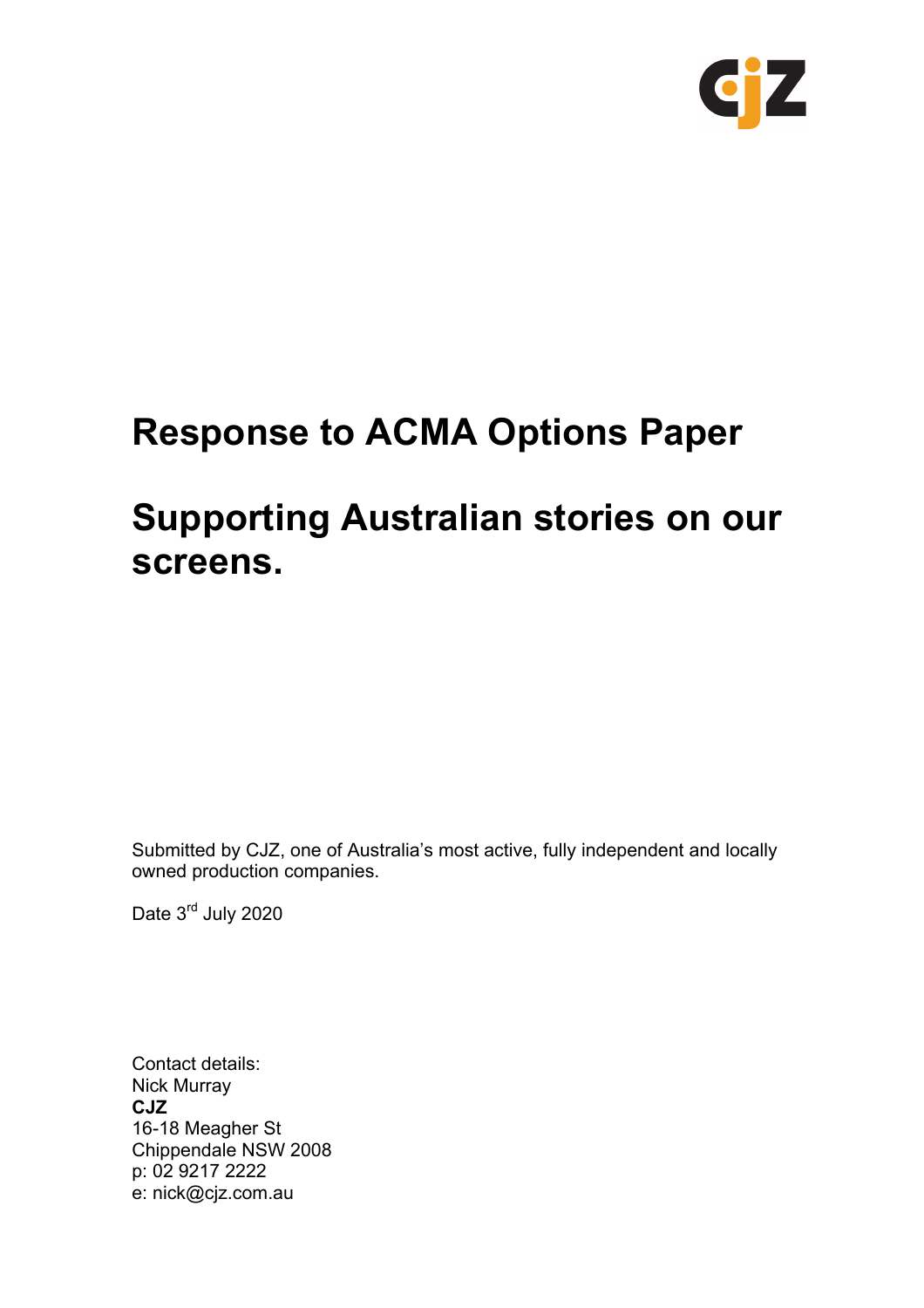# Response to ACMA Options Paper

# Supporting Australian stories on our screens.

Submitted by CJZ, one of Australia's most active, fully independent and locally owned production companies.

Date 3rd July 2020

Contact details:
Nick Murray
**CJZ**
16-18 Meagher St
Chippendale NSW 2008
p: 02 9217 2222
e: nick@cjz.com.au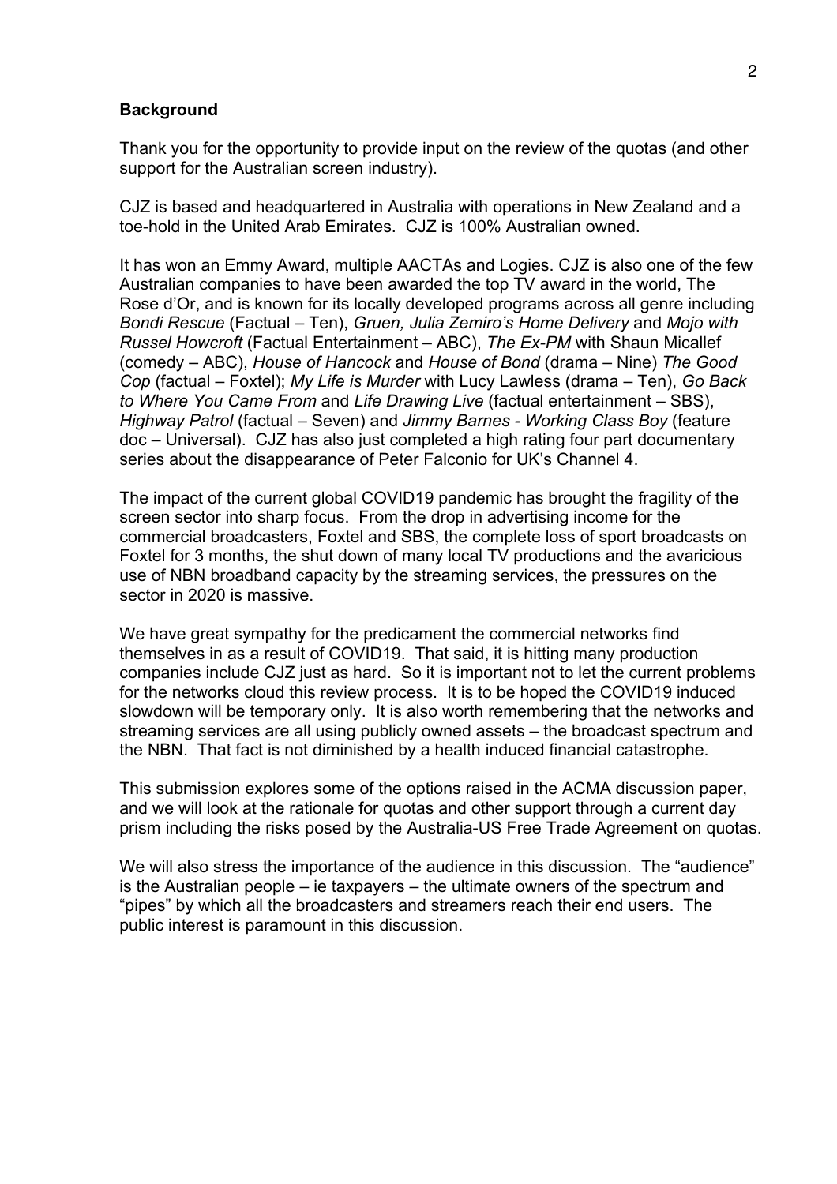**Background**

Thank you for the opportunity to provide input on the review of the quotas (and other support for the Australian screen industry).

CJZ is based and headquartered in Australia with operations in New Zealand and a toe-hold in the United Arab Emirates. CJZ is 100% Australian owned.

It has won an Emmy Award, multiple AACTAs and Logies. CJZ is also one of the few Australian companies to have been awarded the top TV award in the world, The Rose d'Or, and is known for its locally developed programs across all genre including *Bondi Rescue* (Factual – Ten), *Gruen, Julia Zemiro's Home Delivery* and *Mojo with Russel Howcroft* (Factual Entertainment – ABC), *The Ex-PM* with Shaun Micallef (comedy – ABC), *House of Hancock* and *House of Bond* (drama – Nine) *The Good Cop* (factual – Foxtel); *My Life is Murder* with Lucy Lawless (drama – Ten), *Go Back to Where You Came From* and *Life Drawing Live* (factual entertainment – SBS), *Highway Patrol* (factual – Seven) and *Jimmy Barnes - Working Class Boy* (feature doc – Universal). CJZ has also just completed a high rating four part documentary series about the disappearance of Peter Falconio for UK's Channel 4.

The impact of the current global COVID19 pandemic has brought the fragility of the screen sector into sharp focus. From the drop in advertising income for the commercial broadcasters, Foxtel and SBS, the complete loss of sport broadcasts on Foxtel for 3 months, the shut down of many local TV productions and the avaricious use of NBN broadband capacity by the streaming services, the pressures on the sector in 2020 is massive.

We have great sympathy for the predicament the commercial networks find themselves in as a result of COVID19. That said, it is hitting many production companies include CJZ just as hard. So it is important not to let the current problems for the networks cloud this review process. It is to be hoped the COVID19 induced slowdown will be temporary only. It is also worth remembering that the networks and streaming services are all using publicly owned assets – the broadcast spectrum and the NBN. That fact is not diminished by a health induced financial catastrophe.

This submission explores some of the options raised in the ACMA discussion paper, and we will look at the rationale for quotas and other support through a current day prism including the risks posed by the Australia-US Free Trade Agreement on quotas.

We will also stress the importance of the audience in this discussion. The "audience" is the Australian people – ie taxpayers – the ultimate owners of the spectrum and "pipes" by which all the broadcasters and streamers reach their end users. The public interest is paramount in this discussion.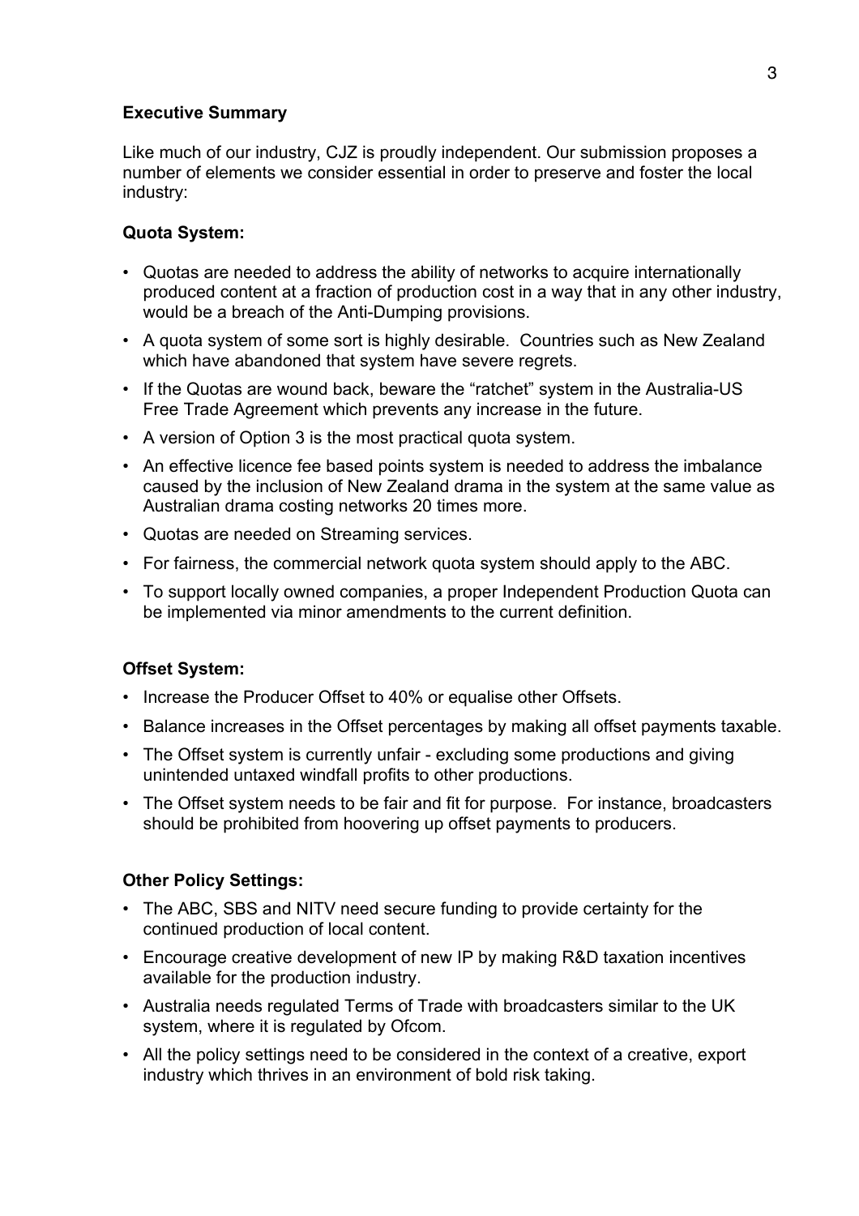## Executive Summary

Like much of our industry, CJZ is proudly independent. Our submission proposes a number of elements we consider essential in order to preserve and foster the local industry:

### Quota System:

- Quotas are needed to address the ability of networks to acquire internationally produced content at a fraction of production cost in a way that in any other industry, would be a breach of the Anti-Dumping provisions.
- A quota system of some sort is highly desirable. Countries such as New Zealand which have abandoned that system have severe regrets.
- If the Quotas are wound back, beware the "ratchet" system in the Australia-US Free Trade Agreement which prevents any increase in the future.
- A version of Option 3 is the most practical quota system.
- An effective licence fee based points system is needed to address the imbalance caused by the inclusion of New Zealand drama in the system at the same value as Australian drama costing networks 20 times more.
- Quotas are needed on Streaming services.
- For fairness, the commercial network quota system should apply to the ABC.
- To support locally owned companies, a proper Independent Production Quota can be implemented via minor amendments to the current definition.

### Offset System:

- Increase the Producer Offset to 40% or equalise other Offsets.
- Balance increases in the Offset percentages by making all offset payments taxable.
- The Offset system is currently unfair - excluding some productions and giving unintended untaxed windfall profits to other productions.
- The Offset system needs to be fair and fit for purpose. For instance, broadcasters should be prohibited from hoovering up offset payments to producers.

### Other Policy Settings:

- The ABC, SBS and NITV need secure funding to provide certainty for the continued production of local content.
- Encourage creative development of new IP by making R&D taxation incentives available for the production industry.
- Australia needs regulated Terms of Trade with broadcasters similar to the UK system, where it is regulated by Ofcom.
- All the policy settings need to be considered in the context of a creative, export industry which thrives in an environment of bold risk taking.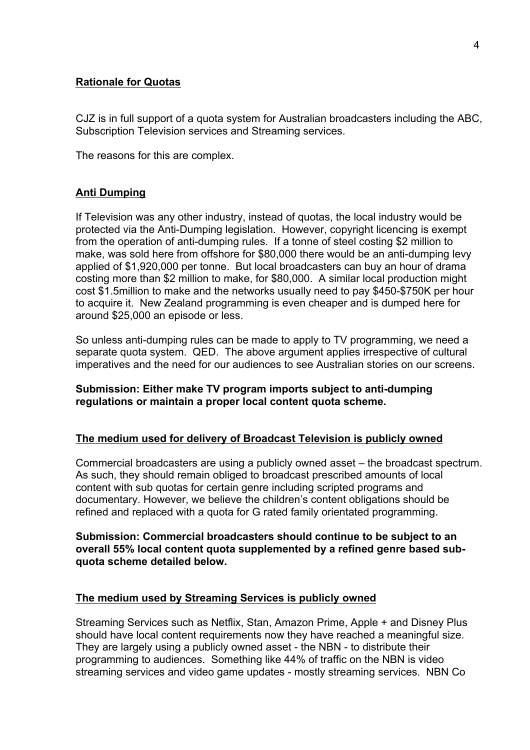**Rationale for Quotas**

CJZ is in full support of a quota system for Australian broadcasters including the ABC, Subscription Television services and Streaming services.

The reasons for this are complex.

**Anti Dumping**

If Television was any other industry, instead of quotas, the local industry would be protected via the Anti-Dumping legislation. However, copyright licencing is exempt from the operation of anti-dumping rules. If a tonne of steel costing $2 million to make, was sold here from offshore for $80,000 there would be an anti-dumping levy applied of $1,920,000 per tonne. But local broadcasters can buy an hour of drama costing more than $2 million to make, for $80,000. A similar local production might cost $1.5million to make and the networks usually need to pay $450-$750K per hour to acquire it. New Zealand programming is even cheaper and is dumped here for around $25,000 an episode or less.

So unless anti-dumping rules can be made to apply to TV programming, we need a separate quota system. QED. The above argument applies irrespective of cultural imperatives and the need for our audiences to see Australian stories on our screens.

**Submission: Either make TV program imports subject to anti-dumping regulations or maintain a proper local content quota scheme.**

**The medium used for delivery of Broadcast Television is publicly owned**

Commercial broadcasters are using a publicly owned asset – the broadcast spectrum. As such, they should remain obliged to broadcast prescribed amounts of local content with sub quotas for certain genre including scripted programs and documentary. However, we believe the children's content obligations should be refined and replaced with a quota for G rated family orientated programming.

**Submission: Commercial broadcasters should continue to be subject to an overall 55% local content quota supplemented by a refined genre based sub-quota scheme detailed below.**

**The medium used by Streaming Services is publicly owned**

Streaming Services such as Netflix, Stan, Amazon Prime, Apple + and Disney Plus should have local content requirements now they have reached a meaningful size. They are largely using a publicly owned asset - the NBN - to distribute their programming to audiences. Something like 44% of traffic on the NBN is video streaming services and video game updates - mostly streaming services. NBN Co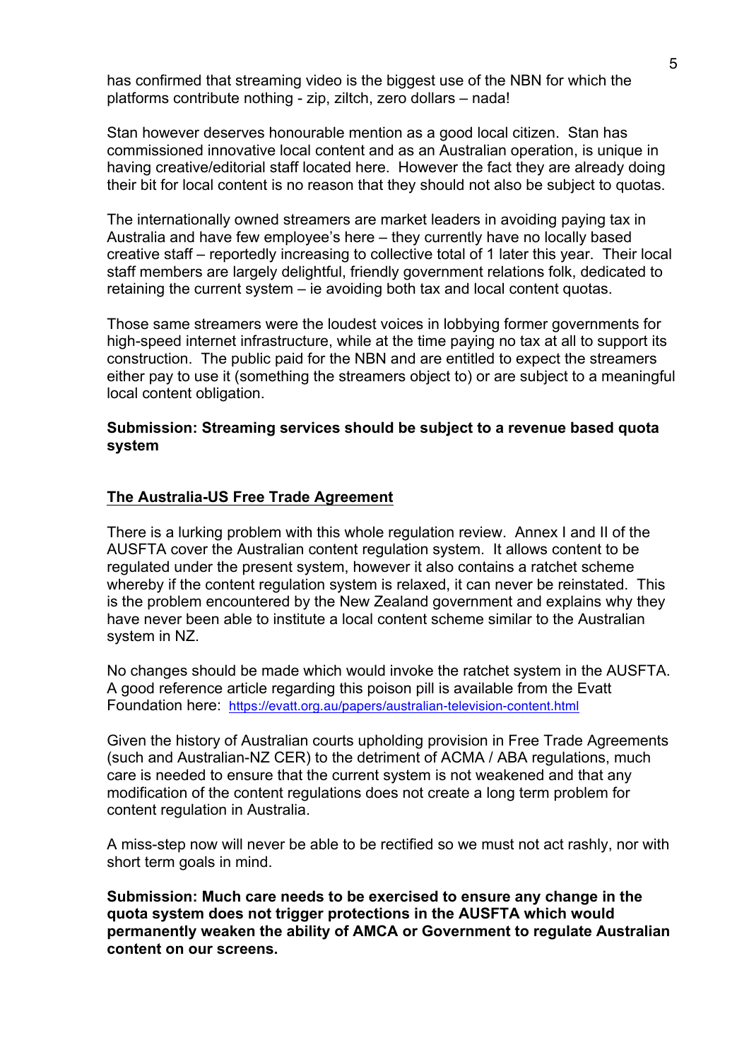has confirmed that streaming video is the biggest use of the NBN for which the platforms contribute nothing - zip, ziltch, zero dollars – nada!

Stan however deserves honourable mention as a good local citizen. Stan has commissioned innovative local content and as an Australian operation, is unique in having creative/editorial staff located here. However the fact they are already doing their bit for local content is no reason that they should not also be subject to quotas.

The internationally owned streamers are market leaders in avoiding paying tax in Australia and have few employee's here – they currently have no locally based creative staff – reportedly increasing to collective total of 1 later this year. Their local staff members are largely delightful, friendly government relations folk, dedicated to retaining the current system – ie avoiding both tax and local content quotas.

Those same streamers were the loudest voices in lobbying former governments for high-speed internet infrastructure, while at the time paying no tax at all to support its construction. The public paid for the NBN and are entitled to expect the streamers either pay to use it (something the streamers object to) or are subject to a meaningful local content obligation.

**Submission: Streaming services should be subject to a revenue based quota system**

## The Australia-US Free Trade Agreement

There is a lurking problem with this whole regulation review. Annex I and II of the AUSFTA cover the Australian content regulation system. It allows content to be regulated under the present system, however it also contains a ratchet scheme whereby if the content regulation system is relaxed, it can never be reinstated. This is the problem encountered by the New Zealand government and explains why they have never been able to institute a local content scheme similar to the Australian system in NZ.

No changes should be made which would invoke the ratchet system in the AUSFTA. A good reference article regarding this poison pill is available from the Evatt Foundation here: https://evatt.org.au/papers/australian-television-content.html

Given the history of Australian courts upholding provision in Free Trade Agreements (such and Australian-NZ CER) to the detriment of ACMA / ABA regulations, much care is needed to ensure that the current system is not weakened and that any modification of the content regulations does not create a long term problem for content regulation in Australia.

A miss-step now will never be able to be rectified so we must not act rashly, nor with short term goals in mind.

**Submission: Much care needs to be exercised to ensure any change in the quota system does not trigger protections in the AUSFTA which would permanently weaken the ability of AMCA or Government to regulate Australian content on our screens.**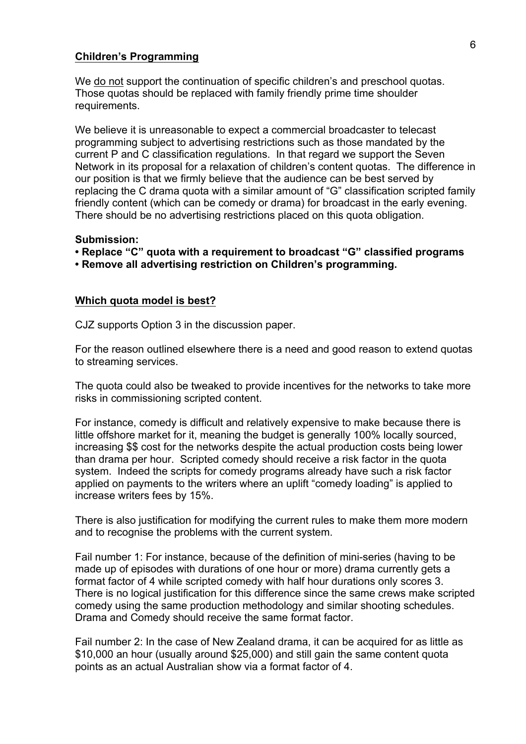## Children's Programming

We do not support the continuation of specific children's and preschool quotas. Those quotas should be replaced with family friendly prime time shoulder requirements.

We believe it is unreasonable to expect a commercial broadcaster to telecast programming subject to advertising restrictions such as those mandated by the current P and C classification regulations. In that regard we support the Seven Network in its proposal for a relaxation of children's content quotas. The difference in our position is that we firmly believe that the audience can be best served by replacing the C drama quota with a similar amount of "G" classification scripted family friendly content (which can be comedy or drama) for broadcast in the early evening. There should be no advertising restrictions placed on this quota obligation.

**Submission:**

- **Replace "C" quota with a requirement to broadcast "G" classified programs**
- **Remove all advertising restriction on Children's programming.**

## Which quota model is best?

CJZ supports Option 3 in the discussion paper.

For the reason outlined elsewhere there is a need and good reason to extend quotas to streaming services.

The quota could also be tweaked to provide incentives for the networks to take more risks in commissioning scripted content.

For instance, comedy is difficult and relatively expensive to make because there is little offshore market for it, meaning the budget is generally 100% locally sourced, increasing $$ cost for the networks despite the actual production costs being lower than drama per hour. Scripted comedy should receive a risk factor in the quota system. Indeed the scripts for comedy programs already have such a risk factor applied on payments to the writers where an uplift "comedy loading" is applied to increase writers fees by 15%.

There is also justification for modifying the current rules to make them more modern and to recognise the problems with the current system.

Fail number 1: For instance, because of the definition of mini-series (having to be made up of episodes with durations of one hour or more) drama currently gets a format factor of 4 while scripted comedy with half hour durations only scores 3. There is no logical justification for this difference since the same crews make scripted comedy using the same production methodology and similar shooting schedules. Drama and Comedy should receive the same format factor.

Fail number 2: In the case of New Zealand drama, it can be acquired for as little as $10,000 an hour (usually around $25,000) and still gain the same content quota points as an actual Australian show via a format factor of 4.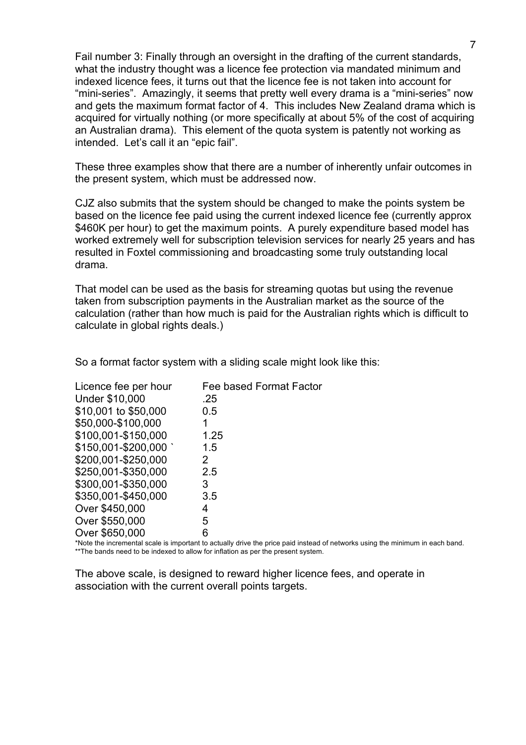Fail number 3: Finally through an oversight in the drafting of the current standards, what the industry thought was a licence fee protection via mandated minimum and indexed licence fees, it turns out that the licence fee is not taken into account for "mini-series". Amazingly, it seems that pretty well every drama is a "mini-series" now and gets the maximum format factor of 4. This includes New Zealand drama which is acquired for virtually nothing (or more specifically at about 5% of the cost of acquiring an Australian drama). This element of the quota system is patently not working as intended. Let's call it an "epic fail".

These three examples show that there are a number of inherently unfair outcomes in the present system, which must be addressed now.

CJZ also submits that the system should be changed to make the points system be based on the licence fee paid using the current indexed licence fee (currently approx $460K per hour) to get the maximum points. A purely expenditure based model has worked extremely well for subscription television services for nearly 25 years and has resulted in Foxtel commissioning and broadcasting some truly outstanding local drama.

That model can be used as the basis for streaming quotas but using the revenue taken from subscription payments in the Australian market as the source of the calculation (rather than how much is paid for the Australian rights which is difficult to calculate in global rights deals.)

So a format factor system with a sliding scale might look like this:

| Licence fee per hour | Fee based Format Factor |
|---|---|
| Under $10,000 | .25 |
| $10,001 to $50,000 | 0.5 |
| $50,000-$100,000 | 1 |
| $100,001-$150,000 | 1.25 |
| $150,001-$200,000 ` | 1.5 |
| $200,001-$250,000 | 2 |
| $250,001-$350,000 | 2.5 |
| $300,001-$350,000 | 3 |
| $350,001-$450,000 | 3.5 |
| Over $450,000 | 4 |
| Over $550,000 | 5 |
| Over $650,000 | 6 |

*Note the incremental scale is important to actually drive the price paid instead of networks using the minimum in each band.
**The bands need to be indexed to allow for inflation as per the present system.

The above scale, is designed to reward higher licence fees, and operate in association with the current overall points targets.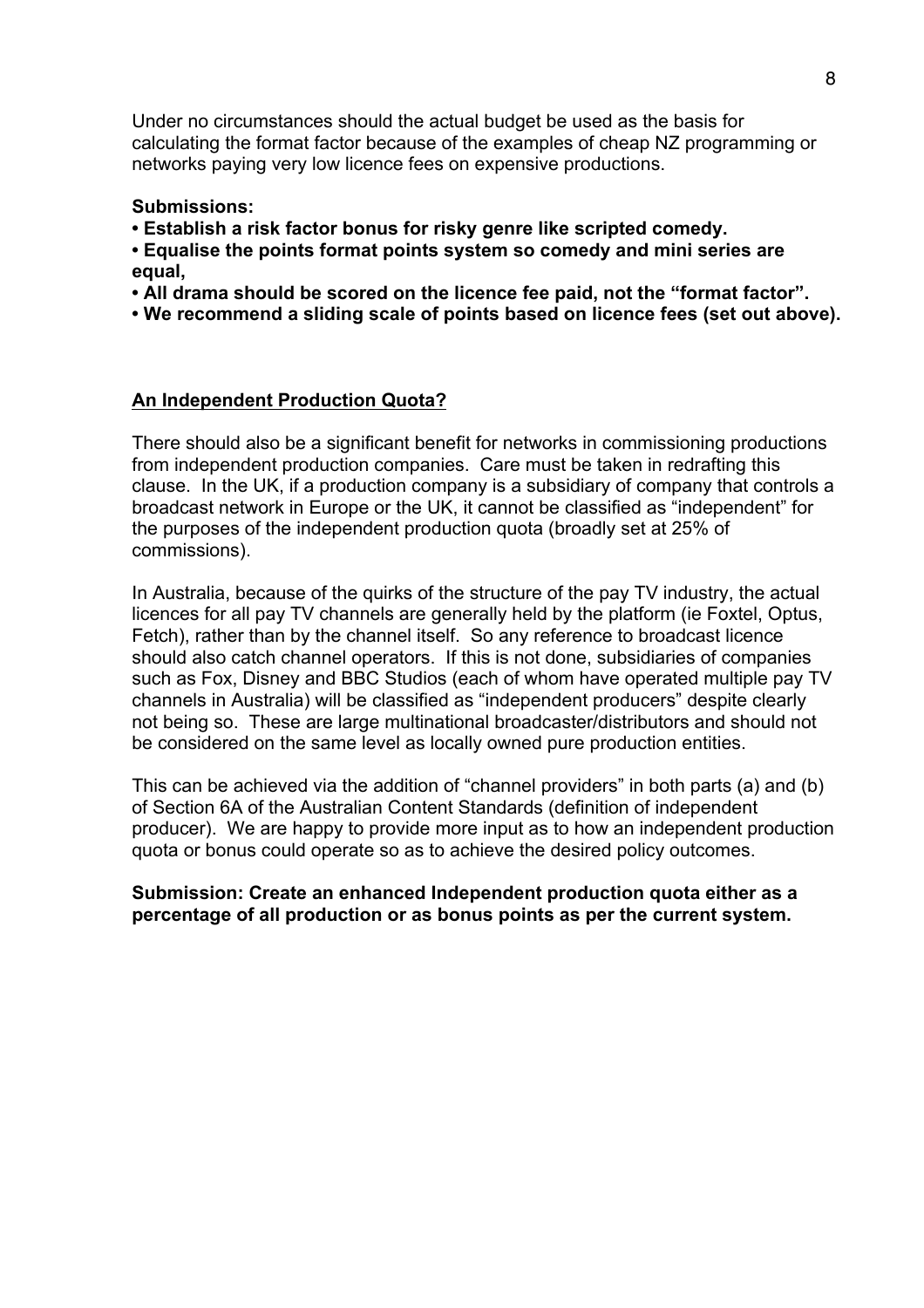Under no circumstances should the actual budget be used as the basis for calculating the format factor because of the examples of cheap NZ programming or networks paying very low licence fees on expensive productions.

**Submissions:**

- **Establish a risk factor bonus for risky genre like scripted comedy.**
- **Equalise the points format points system so comedy and mini series are equal,**
- **All drama should be scored on the licence fee paid, not the "format factor".**
- **We recommend a sliding scale of points based on licence fees (set out above).**

## An Independent Production Quota?

There should also be a significant benefit for networks in commissioning productions from independent production companies. Care must be taken in redrafting this clause. In the UK, if a production company is a subsidiary of company that controls a broadcast network in Europe or the UK, it cannot be classified as "independent" for the purposes of the independent production quota (broadly set at 25% of commissions).

In Australia, because of the quirks of the structure of the pay TV industry, the actual licences for all pay TV channels are generally held by the platform (ie Foxtel, Optus, Fetch), rather than by the channel itself. So any reference to broadcast licence should also catch channel operators. If this is not done, subsidiaries of companies such as Fox, Disney and BBC Studios (each of whom have operated multiple pay TV channels in Australia) will be classified as "independent producers" despite clearly not being so. These are large multinational broadcaster/distributors and should not be considered on the same level as locally owned pure production entities.

This can be achieved via the addition of "channel providers" in both parts (a) and (b) of Section 6A of the Australian Content Standards (definition of independent producer). We are happy to provide more input as to how an independent production quota or bonus could operate so as to achieve the desired policy outcomes.

**Submission: Create an enhanced Independent production quota either as a percentage of all production or as bonus points as per the current system.**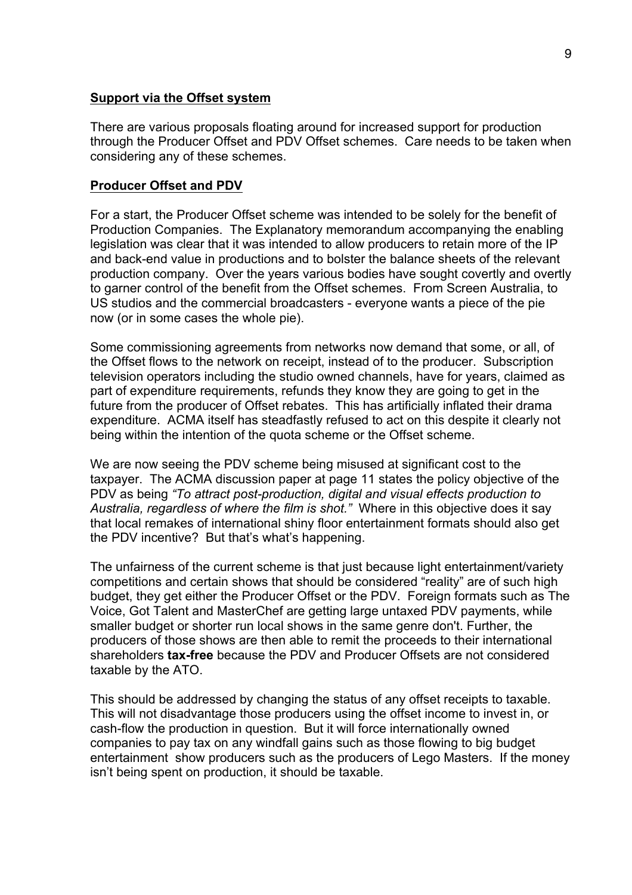**Support via the Offset system**

There are various proposals floating around for increased support for production through the Producer Offset and PDV Offset schemes. Care needs to be taken when considering any of these schemes.

**Producer Offset and PDV**

For a start, the Producer Offset scheme was intended to be solely for the benefit of Production Companies. The Explanatory memorandum accompanying the enabling legislation was clear that it was intended to allow producers to retain more of the IP and back-end value in productions and to bolster the balance sheets of the relevant production company. Over the years various bodies have sought covertly and overtly to garner control of the benefit from the Offset schemes. From Screen Australia, to US studios and the commercial broadcasters - everyone wants a piece of the pie now (or in some cases the whole pie).

Some commissioning agreements from networks now demand that some, or all, of the Offset flows to the network on receipt, instead of to the producer. Subscription television operators including the studio owned channels, have for years, claimed as part of expenditure requirements, refunds they know they are going to get in the future from the producer of Offset rebates. This has artificially inflated their drama expenditure. ACMA itself has steadfastly refused to act on this despite it clearly not being within the intention of the quota scheme or the Offset scheme.

We are now seeing the PDV scheme being misused at significant cost to the taxpayer. The ACMA discussion paper at page 11 states the policy objective of the PDV as being *"To attract post-production, digital and visual effects production to Australia, regardless of where the film is shot."* Where in this objective does it say that local remakes of international shiny floor entertainment formats should also get the PDV incentive? But that's what's happening.

The unfairness of the current scheme is that just because light entertainment/variety competitions and certain shows that should be considered "reality" are of such high budget, they get either the Producer Offset or the PDV. Foreign formats such as The Voice, Got Talent and MasterChef are getting large untaxed PDV payments, while smaller budget or shorter run local shows in the same genre don't. Further, the producers of those shows are then able to remit the proceeds to their international shareholders **tax-free** because the PDV and Producer Offsets are not considered taxable by the ATO.

This should be addressed by changing the status of any offset receipts to taxable. This will not disadvantage those producers using the offset income to invest in, or cash-flow the production in question. But it will force internationally owned companies to pay tax on any windfall gains such as those flowing to big budget entertainment show producers such as the producers of Lego Masters. If the money isn't being spent on production, it should be taxable.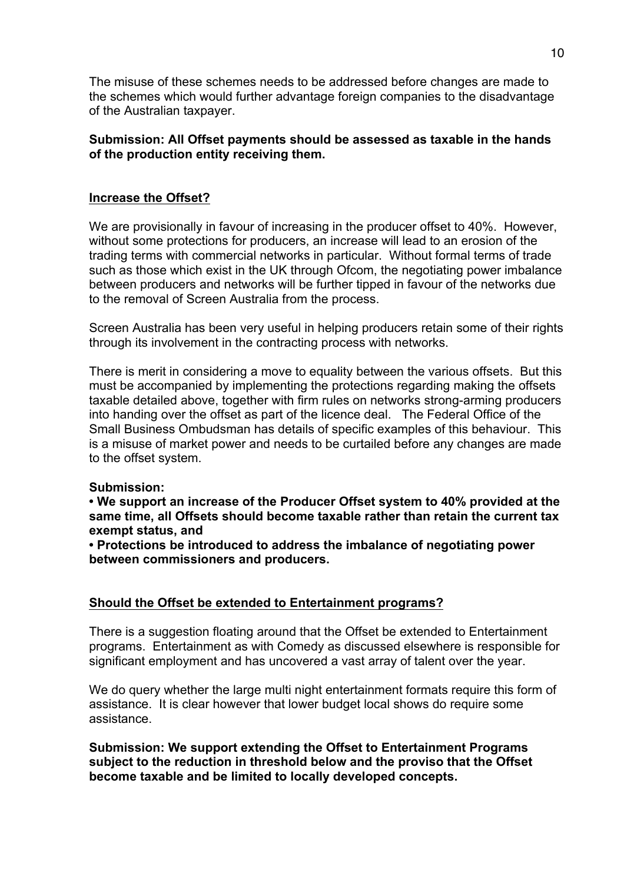The misuse of these schemes needs to be addressed before changes are made to the schemes which would further advantage foreign companies to the disadvantage of the Australian taxpayer.

**Submission: All Offset payments should be assessed as taxable in the hands of the production entity receiving them.**

## Increase the Offset?

We are provisionally in favour of increasing in the producer offset to 40%. However, without some protections for producers, an increase will lead to an erosion of the trading terms with commercial networks in particular. Without formal terms of trade such as those which exist in the UK through Ofcom, the negotiating power imbalance between producers and networks will be further tipped in favour of the networks due to the removal of Screen Australia from the process.

Screen Australia has been very useful in helping producers retain some of their rights through its involvement in the contracting process with networks.

There is merit in considering a move to equality between the various offsets. But this must be accompanied by implementing the protections regarding making the offsets taxable detailed above, together with firm rules on networks strong-arming producers into handing over the offset as part of the licence deal. The Federal Office of the Small Business Ombudsman has details of specific examples of this behaviour. This is a misuse of market power and needs to be curtailed before any changes are made to the offset system.

**Submission:**

- **We support an increase of the Producer Offset system to 40% provided at the same time, all Offsets should become taxable rather than retain the current tax exempt status, and**
- **Protections be introduced to address the imbalance of negotiating power between commissioners and producers.**

## Should the Offset be extended to Entertainment programs?

There is a suggestion floating around that the Offset be extended to Entertainment programs. Entertainment as with Comedy as discussed elsewhere is responsible for significant employment and has uncovered a vast array of talent over the year.

We do query whether the large multi night entertainment formats require this form of assistance. It is clear however that lower budget local shows do require some assistance.

**Submission: We support extending the Offset to Entertainment Programs subject to the reduction in threshold below and the proviso that the Offset become taxable and be limited to locally developed concepts.**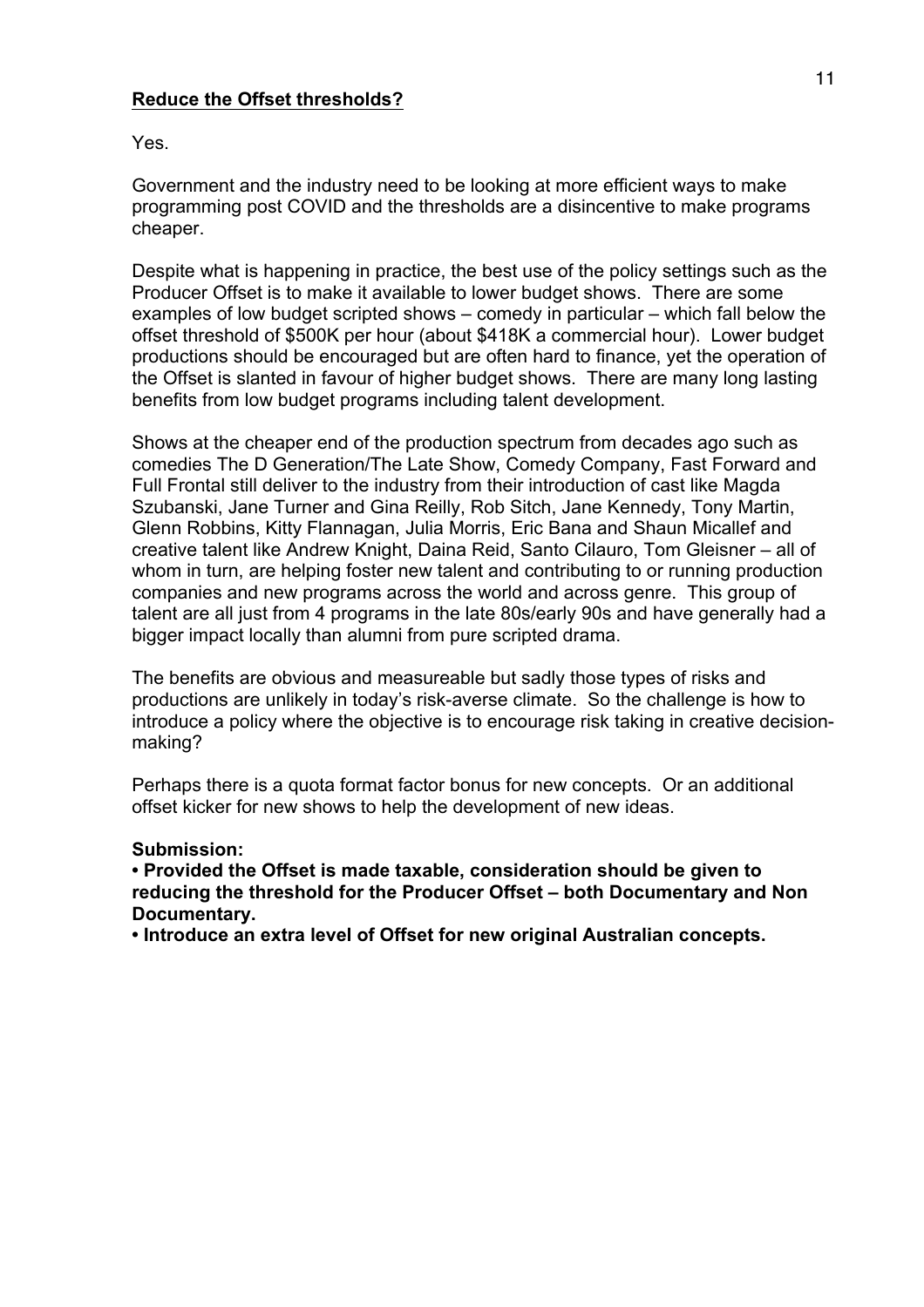## **Reduce the Offset thresholds?**

Yes.

Government and the industry need to be looking at more efficient ways to make programming post COVID and the thresholds are a disincentive to make programs cheaper.

Despite what is happening in practice, the best use of the policy settings such as the Producer Offset is to make it available to lower budget shows. There are some examples of low budget scripted shows – comedy in particular – which fall below the offset threshold of $500K per hour (about $418K a commercial hour). Lower budget productions should be encouraged but are often hard to finance, yet the operation of the Offset is slanted in favour of higher budget shows. There are many long lasting benefits from low budget programs including talent development.

Shows at the cheaper end of the production spectrum from decades ago such as comedies The D Generation/The Late Show, Comedy Company, Fast Forward and Full Frontal still deliver to the industry from their introduction of cast like Magda Szubanski, Jane Turner and Gina Reilly, Rob Sitch, Jane Kennedy, Tony Martin, Glenn Robbins, Kitty Flannagan, Julia Morris, Eric Bana and Shaun Micallef and creative talent like Andrew Knight, Daina Reid, Santo Cilauro, Tom Gleisner – all of whom in turn, are helping foster new talent and contributing to or running production companies and new programs across the world and across genre. This group of talent are all just from 4 programs in the late 80s/early 90s and have generally had a bigger impact locally than alumni from pure scripted drama.

The benefits are obvious and measureable but sadly those types of risks and productions are unlikely in today's risk-averse climate. So the challenge is how to introduce a policy where the objective is to encourage risk taking in creative decision-making?

Perhaps there is a quota format factor bonus for new concepts. Or an additional offset kicker for new shows to help the development of new ideas.

**Submission:**

- **Provided the Offset is made taxable, consideration should be given to reducing the threshold for the Producer Offset – both Documentary and Non Documentary.**
- **Introduce an extra level of Offset for new original Australian concepts.**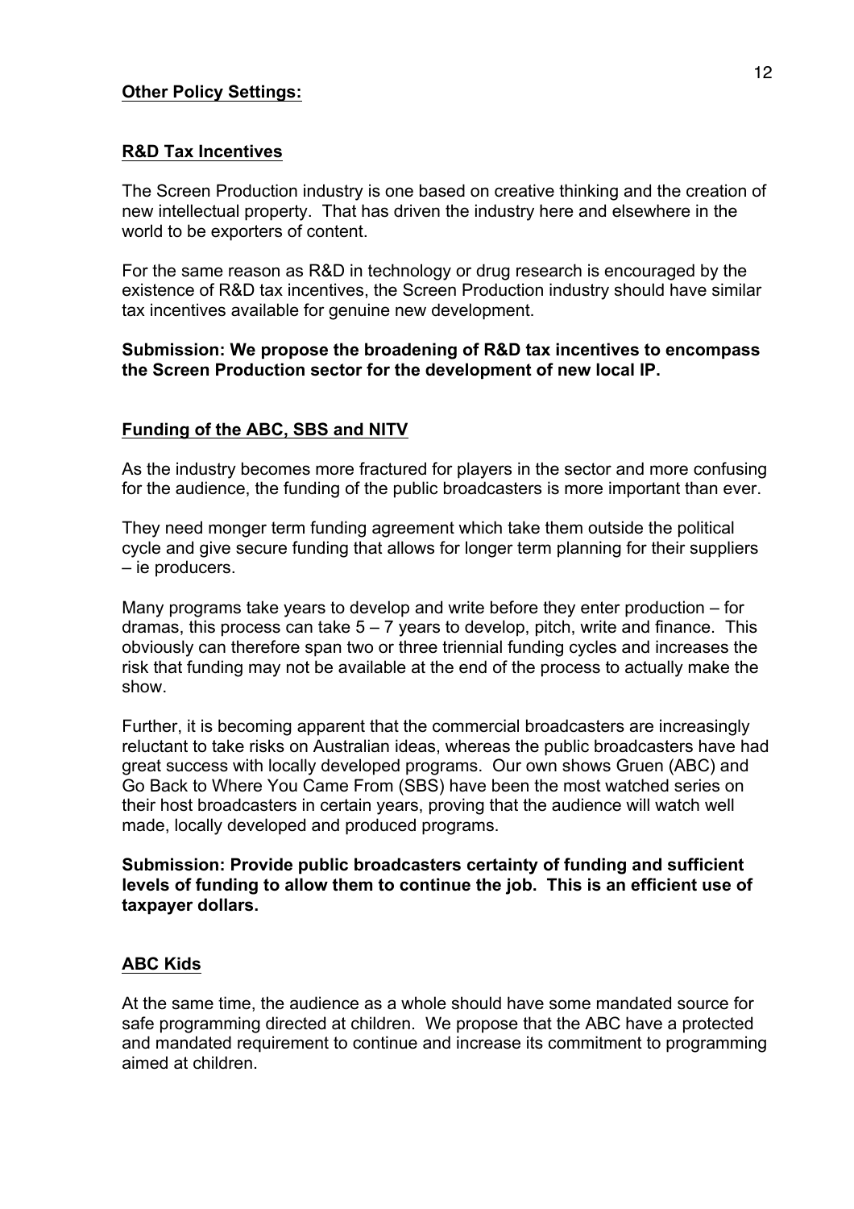**Other Policy Settings:**

**R&D Tax Incentives**

The Screen Production industry is one based on creative thinking and the creation of new intellectual property. That has driven the industry here and elsewhere in the world to be exporters of content.

For the same reason as R&D in technology or drug research is encouraged by the existence of R&D tax incentives, the Screen Production industry should have similar tax incentives available for genuine new development.

**Submission: We propose the broadening of R&D tax incentives to encompass the Screen Production sector for the development of new local IP.**

**Funding of the ABC, SBS and NITV**

As the industry becomes more fractured for players in the sector and more confusing for the audience, the funding of the public broadcasters is more important than ever.

They need monger term funding agreement which take them outside the political cycle and give secure funding that allows for longer term planning for their suppliers – ie producers.

Many programs take years to develop and write before they enter production – for dramas, this process can take 5 – 7 years to develop, pitch, write and finance. This obviously can therefore span two or three triennial funding cycles and increases the risk that funding may not be available at the end of the process to actually make the show.

Further, it is becoming apparent that the commercial broadcasters are increasingly reluctant to take risks on Australian ideas, whereas the public broadcasters have had great success with locally developed programs. Our own shows Gruen (ABC) and Go Back to Where You Came From (SBS) have been the most watched series on their host broadcasters in certain years, proving that the audience will watch well made, locally developed and produced programs.

**Submission: Provide public broadcasters certainty of funding and sufficient levels of funding to allow them to continue the job. This is an efficient use of taxpayer dollars.**

**ABC Kids**

At the same time, the audience as a whole should have some mandated source for safe programming directed at children. We propose that the ABC have a protected and mandated requirement to continue and increase its commitment to programming aimed at children.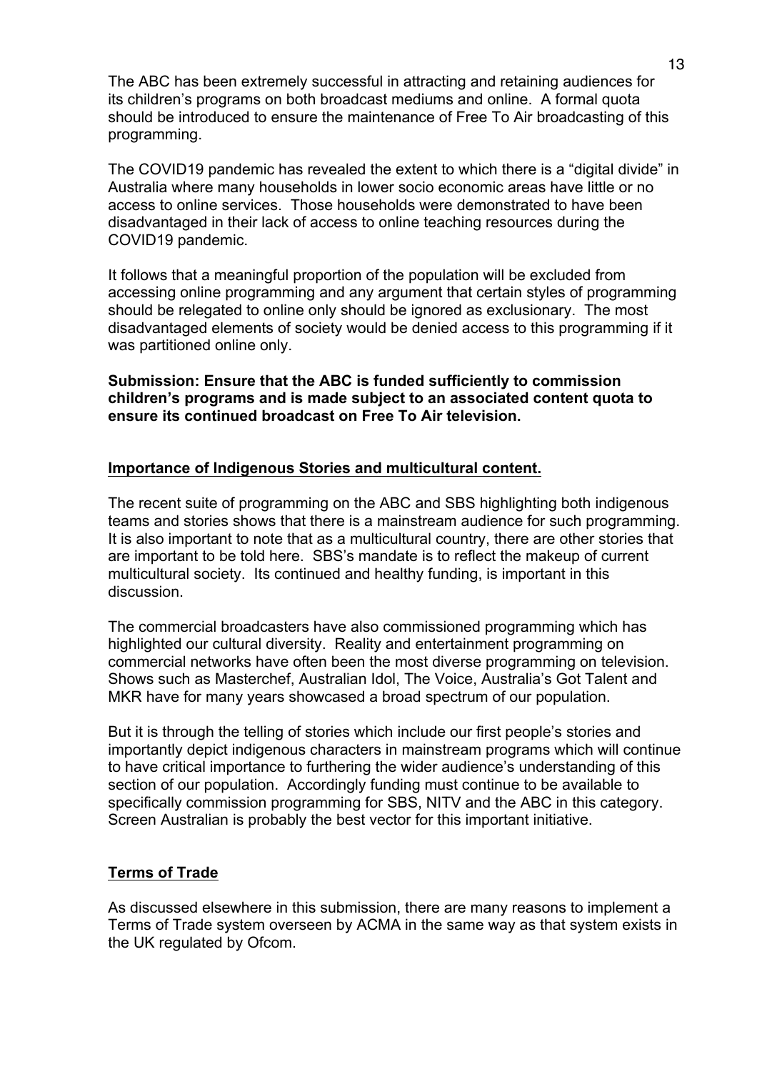The ABC has been extremely successful in attracting and retaining audiences for its children's programs on both broadcast mediums and online. A formal quota should be introduced to ensure the maintenance of Free To Air broadcasting of this programming.

The COVID19 pandemic has revealed the extent to which there is a "digital divide" in Australia where many households in lower socio economic areas have little or no access to online services. Those households were demonstrated to have been disadvantaged in their lack of access to online teaching resources during the COVID19 pandemic.

It follows that a meaningful proportion of the population will be excluded from accessing online programming and any argument that certain styles of programming should be relegated to online only should be ignored as exclusionary. The most disadvantaged elements of society would be denied access to this programming if it was partitioned online only.

**Submission: Ensure that the ABC is funded sufficiently to commission children's programs and is made subject to an associated content quota to ensure its continued broadcast on Free To Air television.**

## Importance of Indigenous Stories and multicultural content.

The recent suite of programming on the ABC and SBS highlighting both indigenous teams and stories shows that there is a mainstream audience for such programming. It is also important to note that as a multicultural country, there are other stories that are important to be told here. SBS's mandate is to reflect the makeup of current multicultural society. Its continued and healthy funding, is important in this discussion.

The commercial broadcasters have also commissioned programming which has highlighted our cultural diversity. Reality and entertainment programming on commercial networks have often been the most diverse programming on television. Shows such as Masterchef, Australian Idol, The Voice, Australia's Got Talent and MKR have for many years showcased a broad spectrum of our population.

But it is through the telling of stories which include our first people's stories and importantly depict indigenous characters in mainstream programs which will continue to have critical importance to furthering the wider audience's understanding of this section of our population. Accordingly funding must continue to be available to specifically commission programming for SBS, NITV and the ABC in this category. Screen Australian is probably the best vector for this important initiative.

## Terms of Trade

As discussed elsewhere in this submission, there are many reasons to implement a Terms of Trade system overseen by ACMA in the same way as that system exists in the UK regulated by Ofcom.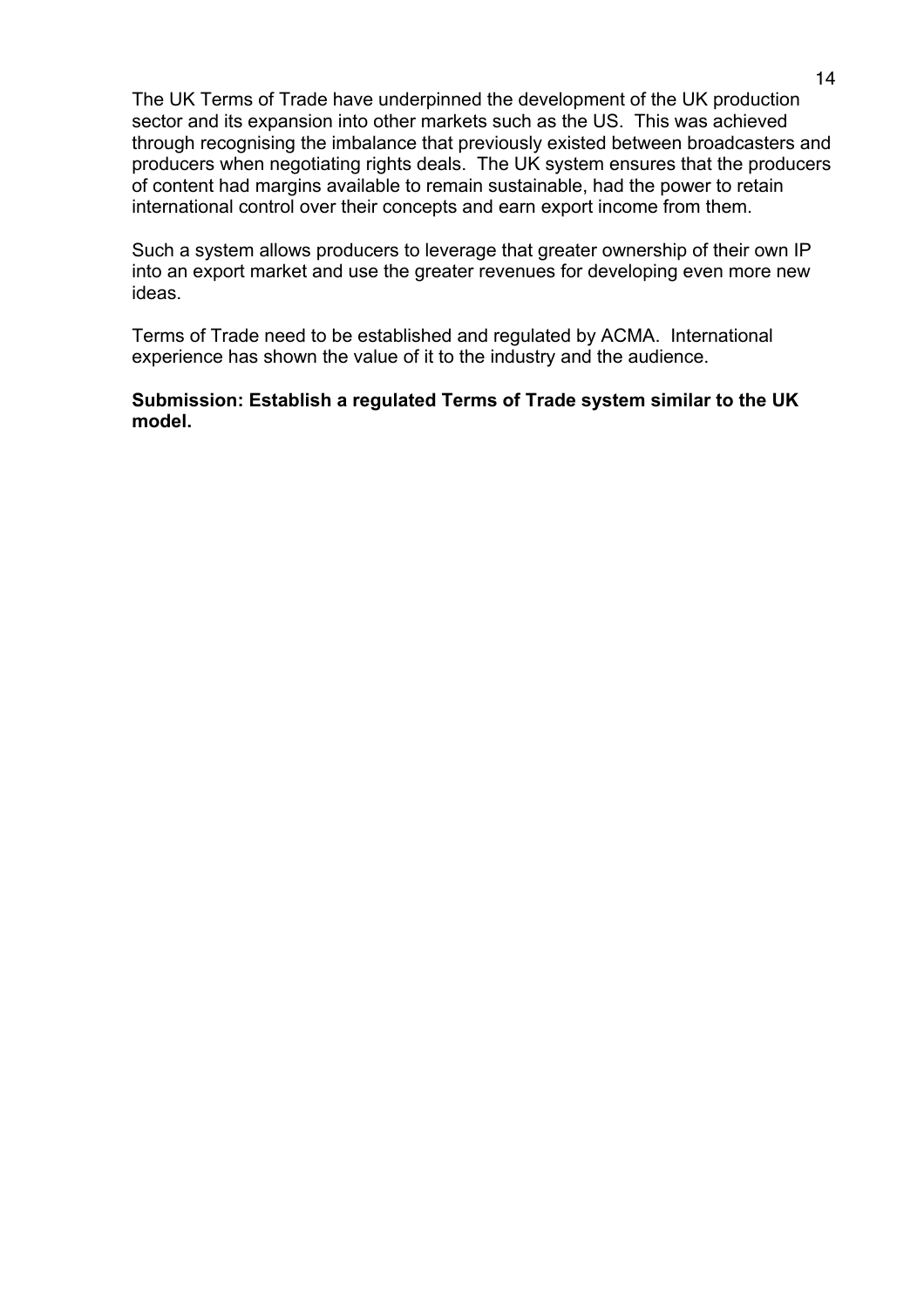The UK Terms of Trade have underpinned the development of the UK production sector and its expansion into other markets such as the US. This was achieved through recognising the imbalance that previously existed between broadcasters and producers when negotiating rights deals. The UK system ensures that the producers of content had margins available to remain sustainable, had the power to retain international control over their concepts and earn export income from them.

Such a system allows producers to leverage that greater ownership of their own IP into an export market and use the greater revenues for developing even more new ideas.

Terms of Trade need to be established and regulated by ACMA. International experience has shown the value of it to the industry and the audience.

**Submission: Establish a regulated Terms of Trade system similar to the UK model.**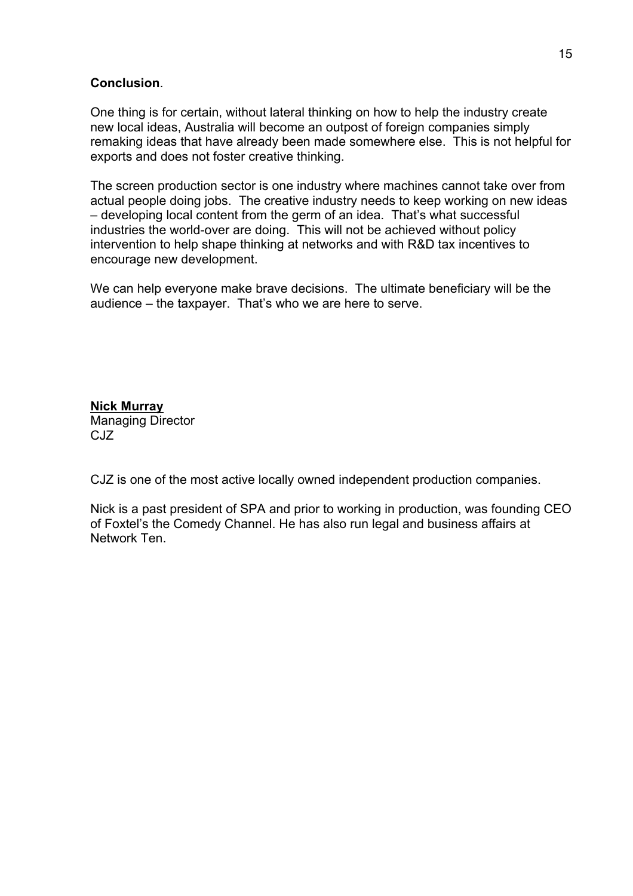**Conclusion**.

One thing is for certain, without lateral thinking on how to help the industry create new local ideas, Australia will become an outpost of foreign companies simply remaking ideas that have already been made somewhere else. This is not helpful for exports and does not foster creative thinking.

The screen production sector is one industry where machines cannot take over from actual people doing jobs. The creative industry needs to keep working on new ideas – developing local content from the germ of an idea. That's what successful industries the world-over are doing. This will not be achieved without policy intervention to help shape thinking at networks and with R&D tax incentives to encourage new development.

We can help everyone make brave decisions. The ultimate beneficiary will be the audience – the taxpayer. That's who we are here to serve.

**Nick Murray**
Managing Director
CJZ

CJZ is one of the most active locally owned independent production companies.

Nick is a past president of SPA and prior to working in production, was founding CEO of Foxtel's the Comedy Channel. He has also run legal and business affairs at Network Ten.